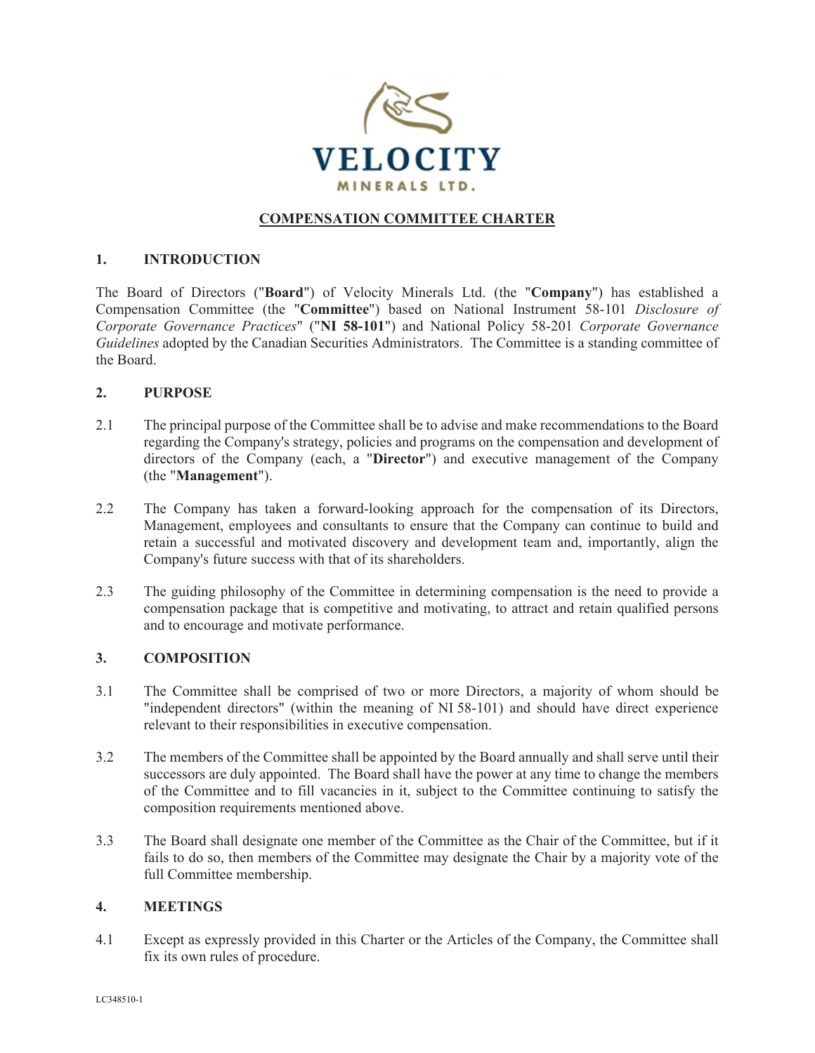VELOCITY MINERALS LTD.

# COMPENSATION COMMITTEE CHARTER

## 1. INTRODUCTION

The Board of Directors ("**Board**") of Velocity Minerals Ltd. (the "**Company**") has established a Compensation Committee (the "**Committee**") based on National Instrument 58-101 *Disclosure of Corporate Governance Practices*" ("**NI 58-101**") and National Policy 58-201 *Corporate Governance Guidelines* adopted by the Canadian Securities Administrators. The Committee is a standing committee of the Board.

## 2. PURPOSE

2.1 The principal purpose of the Committee shall be to advise and make recommendations to the Board regarding the Company's strategy, policies and programs on the compensation and development of directors of the Company (each, a "**Director**") and executive management of the Company (the "**Management**").

2.2 The Company has taken a forward-looking approach for the compensation of its Directors, Management, employees and consultants to ensure that the Company can continue to build and retain a successful and motivated discovery and development team and, importantly, align the Company's future success with that of its shareholders.

2.3 The guiding philosophy of the Committee in determining compensation is the need to provide a compensation package that is competitive and motivating, to attract and retain qualified persons and to encourage and motivate performance.

## 3. COMPOSITION

3.1 The Committee shall be comprised of two or more Directors, a majority of whom should be "independent directors" (within the meaning of NI 58-101) and should have direct experience relevant to their responsibilities in executive compensation.

3.2 The members of the Committee shall be appointed by the Board annually and shall serve until their successors are duly appointed. The Board shall have the power at any time to change the members of the Committee and to fill vacancies in it, subject to the Committee continuing to satisfy the composition requirements mentioned above.

3.3 The Board shall designate one member of the Committee as the Chair of the Committee, but if it fails to do so, then members of the Committee may designate the Chair by a majority vote of the full Committee membership.

## 4. MEETINGS

4.1 Except as expressly provided in this Charter or the Articles of the Company, the Committee shall fix its own rules of procedure.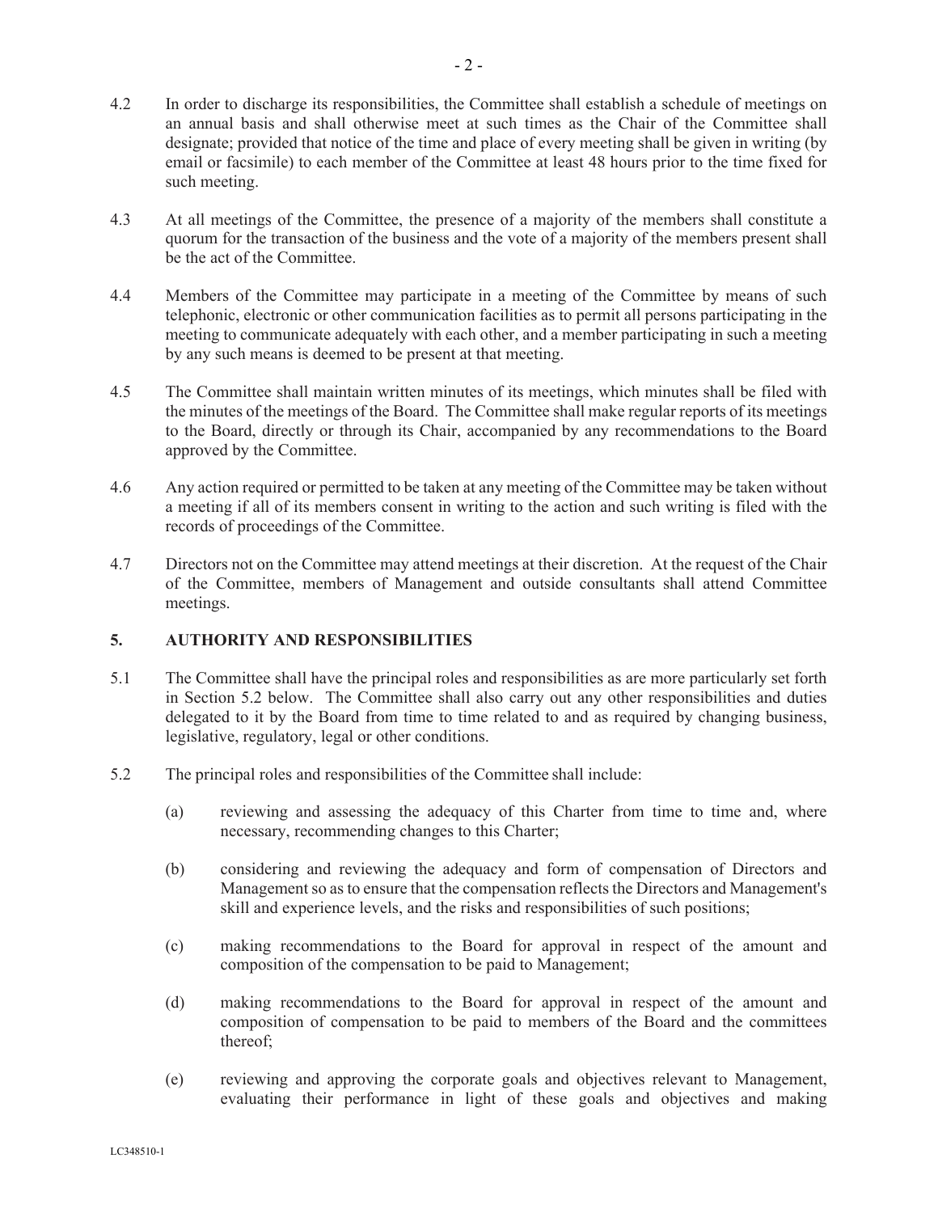4.2 In order to discharge its responsibilities, the Committee shall establish a schedule of meetings on an annual basis and shall otherwise meet at such times as the Chair of the Committee shall designate; provided that notice of the time and place of every meeting shall be given in writing (by email or facsimile) to each member of the Committee at least 48 hours prior to the time fixed for such meeting.

4.3 At all meetings of the Committee, the presence of a majority of the members shall constitute a quorum for the transaction of the business and the vote of a majority of the members present shall be the act of the Committee.

4.4 Members of the Committee may participate in a meeting of the Committee by means of such telephonic, electronic or other communication facilities as to permit all persons participating in the meeting to communicate adequately with each other, and a member participating in such a meeting by any such means is deemed to be present at that meeting.

4.5 The Committee shall maintain written minutes of its meetings, which minutes shall be filed with the minutes of the meetings of the Board. The Committee shall make regular reports of its meetings to the Board, directly or through its Chair, accompanied by any recommendations to the Board approved by the Committee.

4.6 Any action required or permitted to be taken at any meeting of the Committee may be taken without a meeting if all of its members consent in writing to the action and such writing is filed with the records of proceedings of the Committee.

4.7 Directors not on the Committee may attend meetings at their discretion. At the request of the Chair of the Committee, members of Management and outside consultants shall attend Committee meetings.

## 5. AUTHORITY AND RESPONSIBILITIES

5.1 The Committee shall have the principal roles and responsibilities as are more particularly set forth in Section 5.2 below. The Committee shall also carry out any other responsibilities and duties delegated to it by the Board from time to time related to and as required by changing business, legislative, regulatory, legal or other conditions.

5.2 The principal roles and responsibilities of the Committee shall include:

(a) reviewing and assessing the adequacy of this Charter from time to time and, where necessary, recommending changes to this Charter;

(b) considering and reviewing the adequacy and form of compensation of Directors and Management so as to ensure that the compensation reflects the Directors and Management's skill and experience levels, and the risks and responsibilities of such positions;

(c) making recommendations to the Board for approval in respect of the amount and composition of the compensation to be paid to Management;

(d) making recommendations to the Board for approval in respect of the amount and composition of compensation to be paid to members of the Board and the committees thereof;

(e) reviewing and approving the corporate goals and objectives relevant to Management, evaluating their performance in light of these goals and objectives and making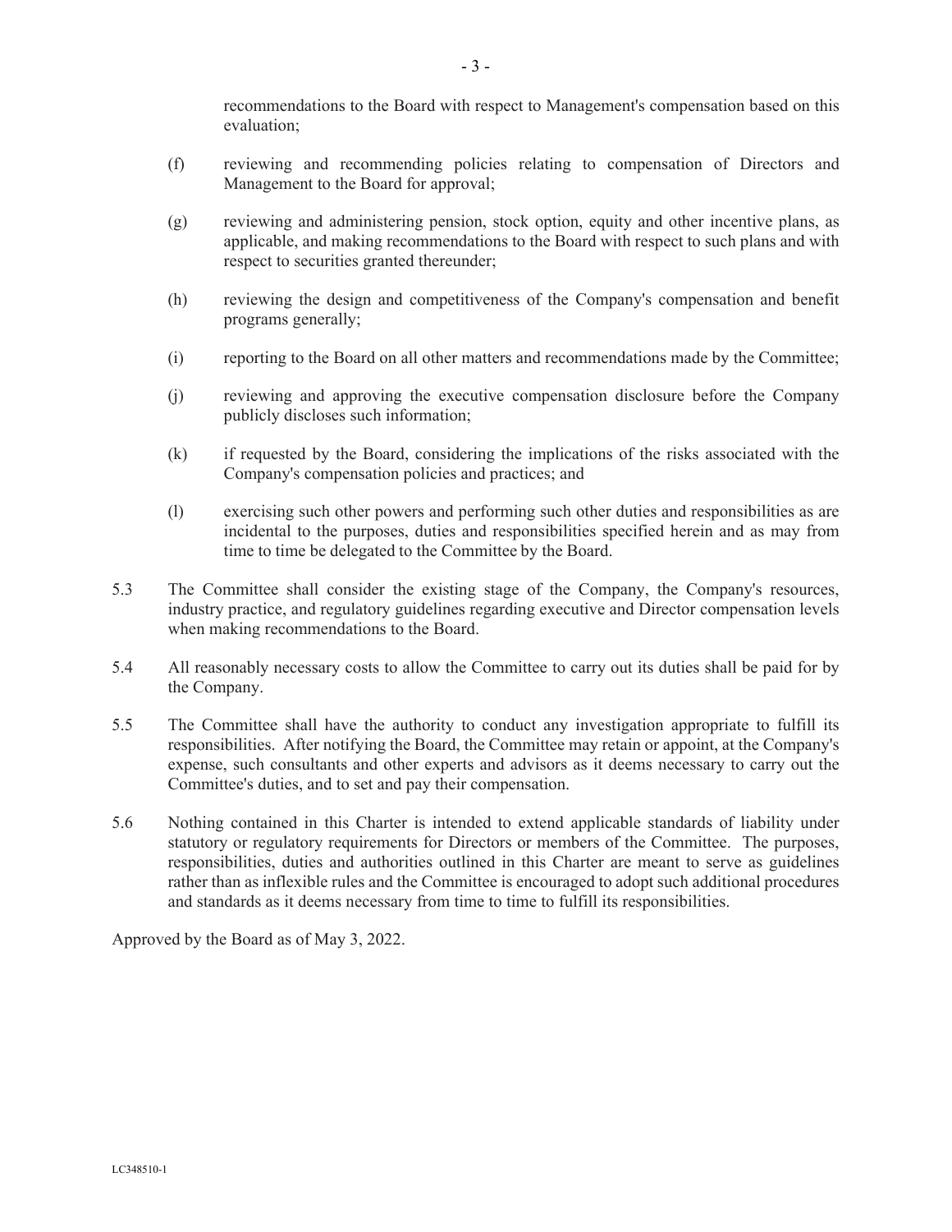recommendations to the Board with respect to Management's compensation based on this evaluation;

(f) reviewing and recommending policies relating to compensation of Directors and Management to the Board for approval;

(g) reviewing and administering pension, stock option, equity and other incentive plans, as applicable, and making recommendations to the Board with respect to such plans and with respect to securities granted thereunder;

(h) reviewing the design and competitiveness of the Company's compensation and benefit programs generally;

(i) reporting to the Board on all other matters and recommendations made by the Committee;

(j) reviewing and approving the executive compensation disclosure before the Company publicly discloses such information;

(k) if requested by the Board, considering the implications of the risks associated with the Company's compensation policies and practices; and

(l) exercising such other powers and performing such other duties and responsibilities as are incidental to the purposes, duties and responsibilities specified herein and as may from time to time be delegated to the Committee by the Board.

5.3 The Committee shall consider the existing stage of the Company, the Company's resources, industry practice, and regulatory guidelines regarding executive and Director compensation levels when making recommendations to the Board.

5.4 All reasonably necessary costs to allow the Committee to carry out its duties shall be paid for by the Company.

5.5 The Committee shall have the authority to conduct any investigation appropriate to fulfill its responsibilities. After notifying the Board, the Committee may retain or appoint, at the Company's expense, such consultants and other experts and advisors as it deems necessary to carry out the Committee's duties, and to set and pay their compensation.

5.6 Nothing contained in this Charter is intended to extend applicable standards of liability under statutory or regulatory requirements for Directors or members of the Committee. The purposes, responsibilities, duties and authorities outlined in this Charter are meant to serve as guidelines rather than as inflexible rules and the Committee is encouraged to adopt such additional procedures and standards as it deems necessary from time to time to fulfill its responsibilities.

Approved by the Board as of May 3, 2022.